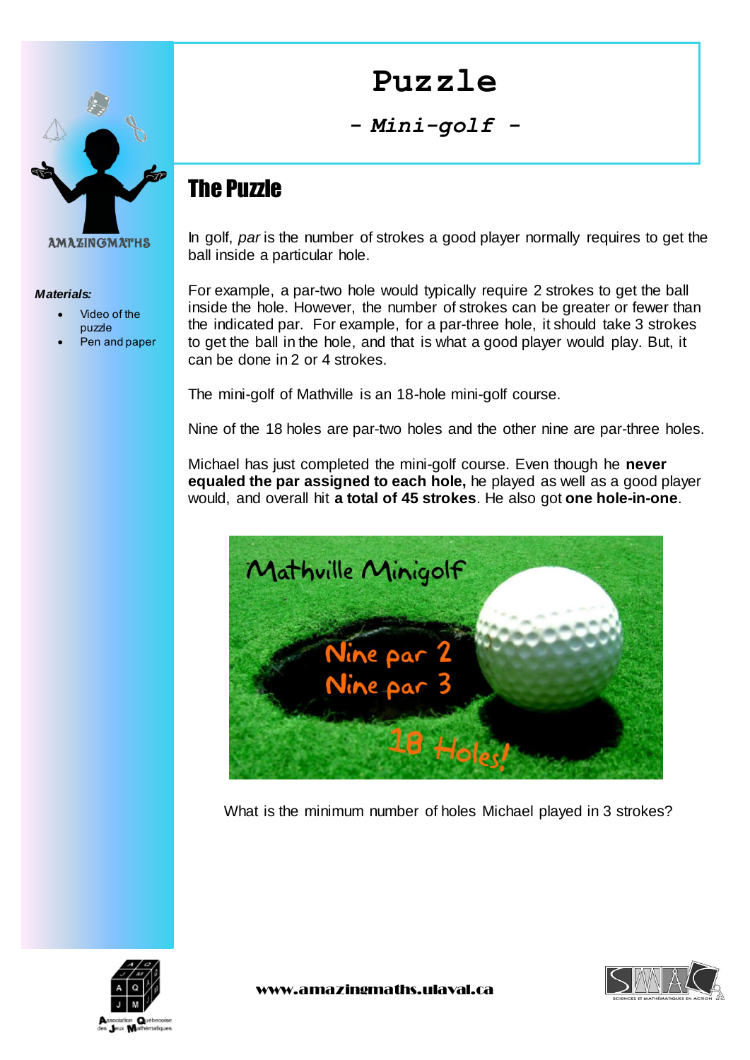# Puzzle

## - Mini-golf -

AMAZINGMATHS

***Materials:***

- Video of the puzzle
- Pen and paper

## The Puzzle

In golf, *par* is the number of strokes a good player normally requires to get the ball inside a particular hole.

For example, a par-two hole would typically require 2 strokes to get the ball inside the hole. However, the number of strokes can be greater or fewer than the indicated par. For example, for a par-three hole, it should take 3 strokes to get the ball in the hole, and that is what a good player would play. But, it can be done in 2 or 4 strokes.

The mini-golf of Mathville is an 18-hole mini-golf course.

Nine of the 18 holes are par-two holes and the other nine are par-three holes.

Michael has just completed the mini-golf course. Even though he **never equaled the par assigned to each hole,** he played as well as a good player would, and overall hit **a total of 45 strokes**. He also got **one hole-in-one**.

Mathville Minigolf

Nine par 2
Nine par 3
18 Holes!

What is the minimum number of holes Michael played in 3 strokes?

www.amazingmaths.ulaval.ca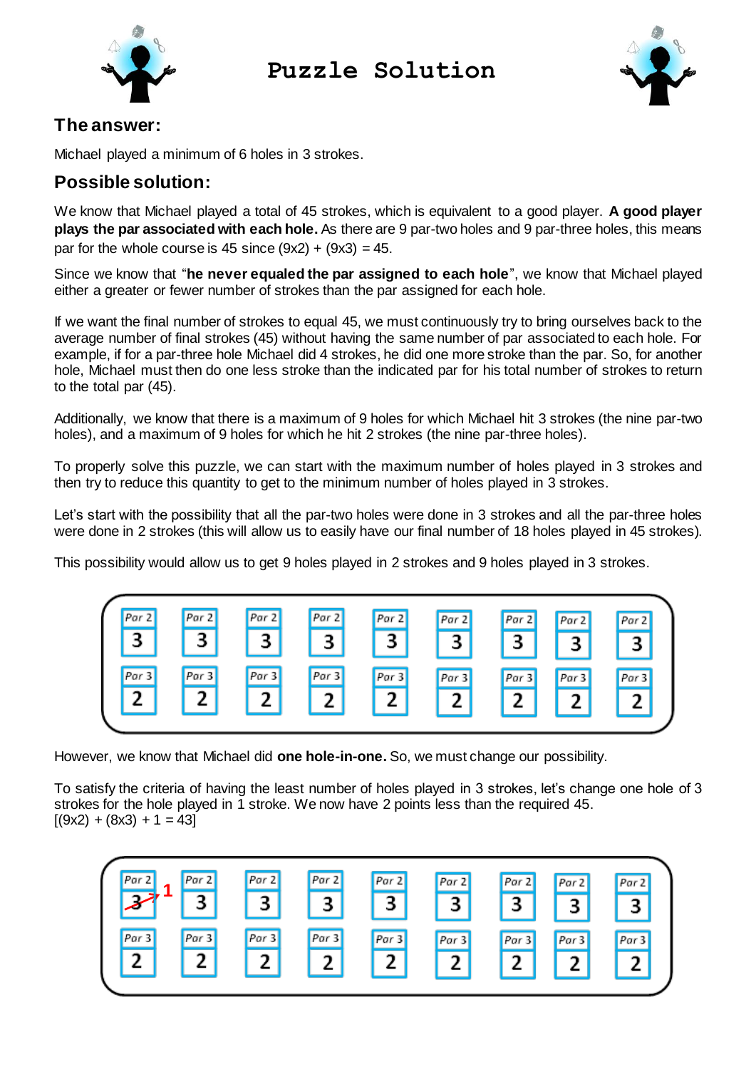# Puzzle Solution

## The answer:

Michael played a minimum of 6 holes in 3 strokes.

## Possible solution:

We know that Michael played a total of 45 strokes, which is equivalent to a good player. **A good player plays the par associated with each hole.** As there are 9 par-two holes and 9 par-three holes, this means par for the whole course is 45 since (9x2) + (9x3) = 45.

Since we know that "**he never equaled the par assigned to each hole**", we know that Michael played either a greater or fewer number of strokes than the par assigned for each hole.

If we want the final number of strokes to equal 45, we must continuously try to bring ourselves back to the average number of final strokes (45) without having the same number of par associated to each hole. For example, if for a par-three hole Michael did 4 strokes, he did one more stroke than the par. So, for another hole, Michael must then do one less stroke than the indicated par for his total number of strokes to return to the total par (45).

Additionally, we know that there is a maximum of 9 holes for which Michael hit 3 strokes (the nine par-two holes), and a maximum of 9 holes for which he hit 2 strokes (the nine par-three holes).

To properly solve this puzzle, we can start with the maximum number of holes played in 3 strokes and then try to reduce this quantity to get to the minimum number of holes played in 3 strokes.

Let's start with the possibility that all the par-two holes were done in 3 strokes and all the par-three holes were done in 2 strokes (this will allow us to easily have our final number of 18 holes played in 45 strokes).

This possibility would allow us to get 9 holes played in 2 strokes and 9 holes played in 3 strokes.

| Par 2 | Par 2 | Par 2 | Par 2 | Par 2 | Par 2 | Par 2 | Par 2 | Par 2 |
|---|---|---|---|---|---|---|---|---|
| 3 | 3 | 3 | 3 | 3 | 3 | 3 | 3 | 3 |
| **Par 3** | **Par 3** | **Par 3** | **Par 3** | **Par 3** | **Par 3** | **Par 3** | **Par 3** | **Par 3** |
| 2 | 2 | 2 | 2 | 2 | 2 | 2 | 2 | 2 |

However, we know that Michael did **one hole-in-one.** So, we must change our possibility.

To satisfy the criteria of having the least number of holes played in 3 strokes, let's change one hole of 3 strokes for the hole played in 1 stroke. We now have 2 points less than the required 45.
[(9x2) + (8x3) + 1 = 43]

| Par 2 | Par 2 | Par 2 | Par 2 | Par 2 | Par 2 | Par 2 | Par 2 | Par 2 |
|---|---|---|---|---|---|---|---|---|
| ~~3~~ → 1 | 3 | 3 | 3 | 3 | 3 | 3 | 3 | 3 |
| **Par 3** | **Par 3** | **Par 3** | **Par 3** | **Par 3** | **Par 3** | **Par 3** | **Par 3** | **Par 3** |
| 2 | 2 | 2 | 2 | 2 | 2 | 2 | 2 | 2 |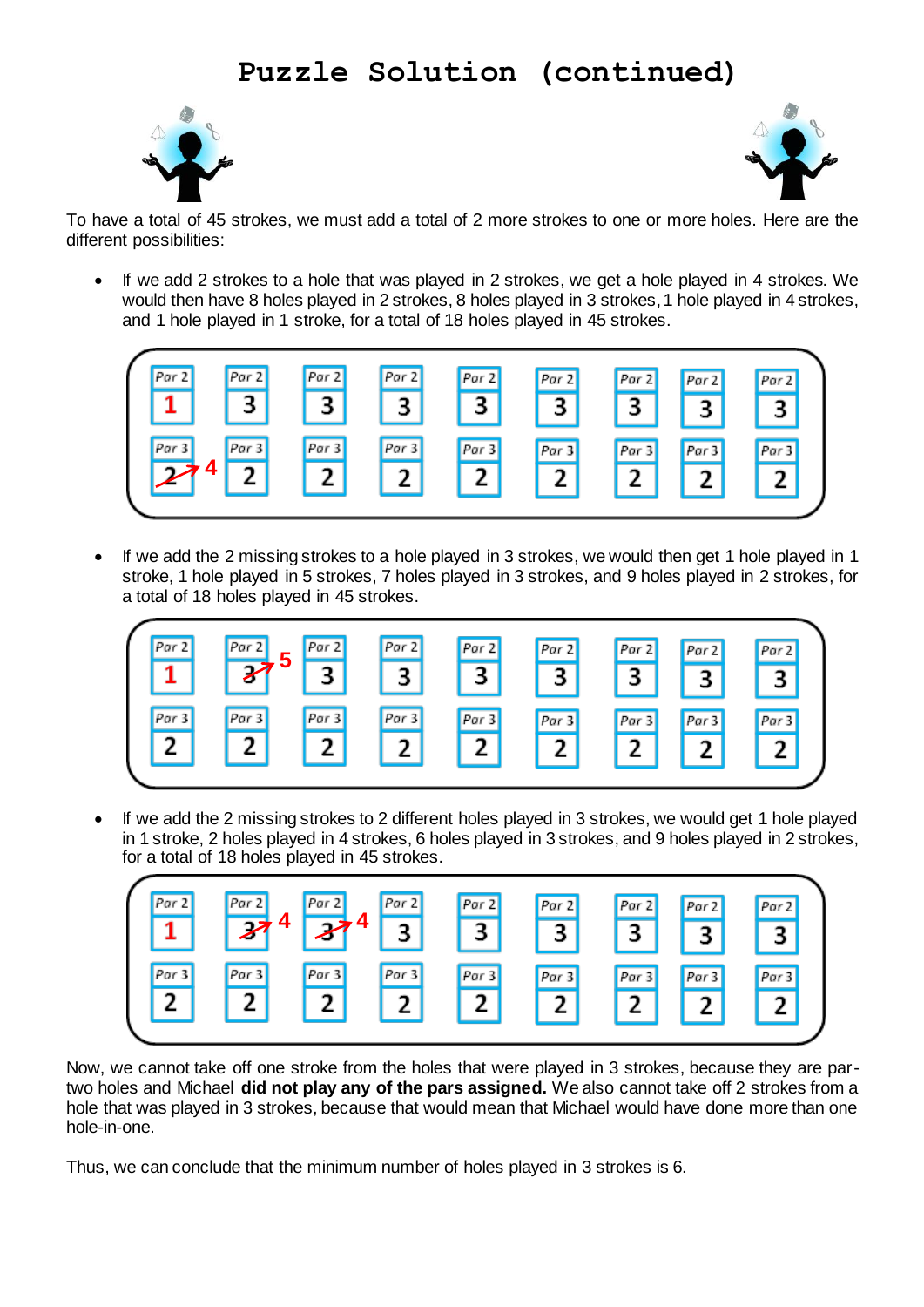# Puzzle Solution (continued)

To have a total of 45 strokes, we must add a total of 2 more strokes to one or more holes. Here are the different possibilities:

- If we add 2 strokes to a hole that was played in 2 strokes, we get a hole played in 4 strokes. We would then have 8 holes played in 2 strokes, 8 holes played in 3 strokes, 1 hole played in 4 strokes, and 1 hole played in 1 stroke, for a total of 18 holes played in 45 strokes.

| | | | | | | | | |
|---|---|---|---|---|---|---|---|---|
| Par 2: 1 | Par 2: 3 | Par 2: 3 | Par 2: 3 | Par 2: 3 | Par 2: 3 | Par 2: 3 | Par 2: 3 | Par 2: 3 |
| Par 3: 2 → 4 | Par 3: 2 | Par 3: 2 | Par 3: 2 | Par 3: 2 | Par 3: 2 | Par 3: 2 | Par 3: 2 | Par 3: 2 |

- If we add the 2 missing strokes to a hole played in 3 strokes, we would then get 1 hole played in 1 stroke, 1 hole played in 5 strokes, 7 holes played in 3 strokes, and 9 holes played in 2 strokes, for a total of 18 holes played in 45 strokes.

| | | | | | | | | |
|---|---|---|---|---|---|---|---|---|
| Par 2: 1 | Par 2: 3 → 5 | Par 2: 3 | Par 2: 3 | Par 2: 3 | Par 2: 3 | Par 2: 3 | Par 2: 3 | Par 2: 3 |
| Par 3: 2 | Par 3: 2 | Par 3: 2 | Par 3: 2 | Par 3: 2 | Par 3: 2 | Par 3: 2 | Par 3: 2 | Par 3: 2 |

- If we add the 2 missing strokes to 2 different holes played in 3 strokes, we would get 1 hole played in 1 stroke, 2 holes played in 4 strokes, 6 holes played in 3 strokes, and 9 holes played in 2 strokes, for a total of 18 holes played in 45 strokes.

| | | | | | | | | |
|---|---|---|---|---|---|---|---|---|
| Par 2: 1 | Par 2: 3 → 4 | Par 2: 3 → 4 | Par 2: 3 | Par 2: 3 | Par 2: 3 | Par 2: 3 | Par 2: 3 | Par 2: 3 |
| Par 3: 2 | Par 3: 2 | Par 3: 2 | Par 3: 2 | Par 3: 2 | Par 3: 2 | Par 3: 2 | Par 3: 2 | Par 3: 2 |

Now, we cannot take off one stroke from the holes that were played in 3 strokes, because they are par-two holes and Michael **did not play any of the pars assigned.** We also cannot take off 2 strokes from a hole that was played in 3 strokes, because that would mean that Michael would have done more than one hole-in-one.

Thus, we can conclude that the minimum number of holes played in 3 strokes is 6.